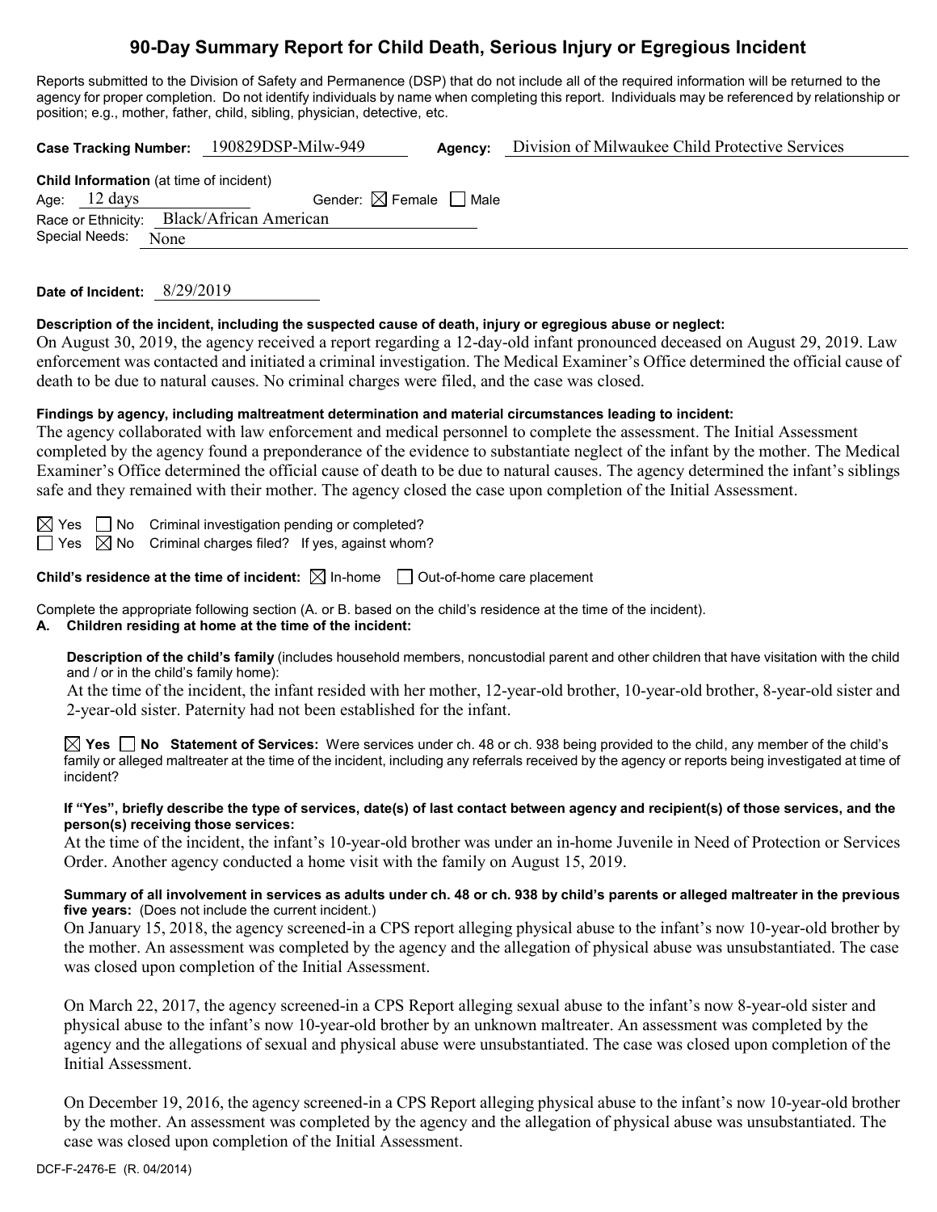# 90-Day Summary Report for Child Death, Serious Injury or Egregious Incident

Reports submitted to the Division of Safety and Permanence (DSP) that do not include all of the required information will be returned to the agency for proper completion. Do not identify individuals by name when completing this report. Individuals may be referenced by relationship or position; e.g., mother, father, child, sibling, physician, detective, etc.

**Case Tracking Number:** 190829DSP-Milw-949 **Agency:** Division of Milwaukee Child Protective Services

**Child Information** (at time of incident)

Age: 12 days Gender: ☒ Female ☐ Male

Race or Ethnicity: Black/African American

Special Needs: None

**Date of Incident:** 8/29/2019

**Description of the incident, including the suspected cause of death, injury or egregious abuse or neglect:**

On August 30, 2019, the agency received a report regarding a 12-day-old infant pronounced deceased on August 29, 2019. Law enforcement was contacted and initiated a criminal investigation. The Medical Examiner's Office determined the official cause of death to be due to natural causes. No criminal charges were filed, and the case was closed.

**Findings by agency, including maltreatment determination and material circumstances leading to incident:**

The agency collaborated with law enforcement and medical personnel to complete the assessment. The Initial Assessment completed by the agency found a preponderance of the evidence to substantiate neglect of the infant by the mother. The Medical Examiner's Office determined the official cause of death to be due to natural causes. The agency determined the infant's siblings safe and they remained with their mother. The agency closed the case upon completion of the Initial Assessment.

☒ Yes ☐ No Criminal investigation pending or completed?

☐ Yes ☒ No Criminal charges filed? If yes, against whom?

**Child's residence at the time of incident:** ☒ In-home ☐ Out-of-home care placement

Complete the appropriate following section (A. or B. based on the child's residence at the time of the incident).

**A. Children residing at home at the time of the incident:**

**Description of the child's family** (includes household members, noncustodial parent and other children that have visitation with the child and / or in the child's family home):

At the time of the incident, the infant resided with her mother, 12-year-old brother, 10-year-old brother, 8-year-old sister and 2-year-old sister. Paternity had not been established for the infant.

☒ **Yes** ☐ **No Statement of Services:** Were services under ch. 48 or ch. 938 being provided to the child, any member of the child's family or alleged maltreater at the time of the incident, including any referrals received by the agency or reports being investigated at time of incident?

**If "Yes", briefly describe the type of services, date(s) of last contact between agency and recipient(s) of those services, and the person(s) receiving those services:**

At the time of the incident, the infant's 10-year-old brother was under an in-home Juvenile in Need of Protection or Services Order. Another agency conducted a home visit with the family on August 15, 2019.

**Summary of all involvement in services as adults under ch. 48 or ch. 938 by child's parents or alleged maltreater in the previous five years:** (Does not include the current incident.)

On January 15, 2018, the agency screened-in a CPS report alleging physical abuse to the infant's now 10-year-old brother by the mother. An assessment was completed by the agency and the allegation of physical abuse was unsubstantiated. The case was closed upon completion of the Initial Assessment.

On March 22, 2017, the agency screened-in a CPS Report alleging sexual abuse to the infant's now 8-year-old sister and physical abuse to the infant's now 10-year-old brother by an unknown maltreater. An assessment was completed by the agency and the allegations of sexual and physical abuse were unsubstantiated. The case was closed upon completion of the Initial Assessment.

On December 19, 2016, the agency screened-in a CPS Report alleging physical abuse to the infant's now 10-year-old brother by the mother. An assessment was completed by the agency and the allegation of physical abuse was unsubstantiated. The case was closed upon completion of the Initial Assessment.

DCF-F-2476-E (R. 04/2014)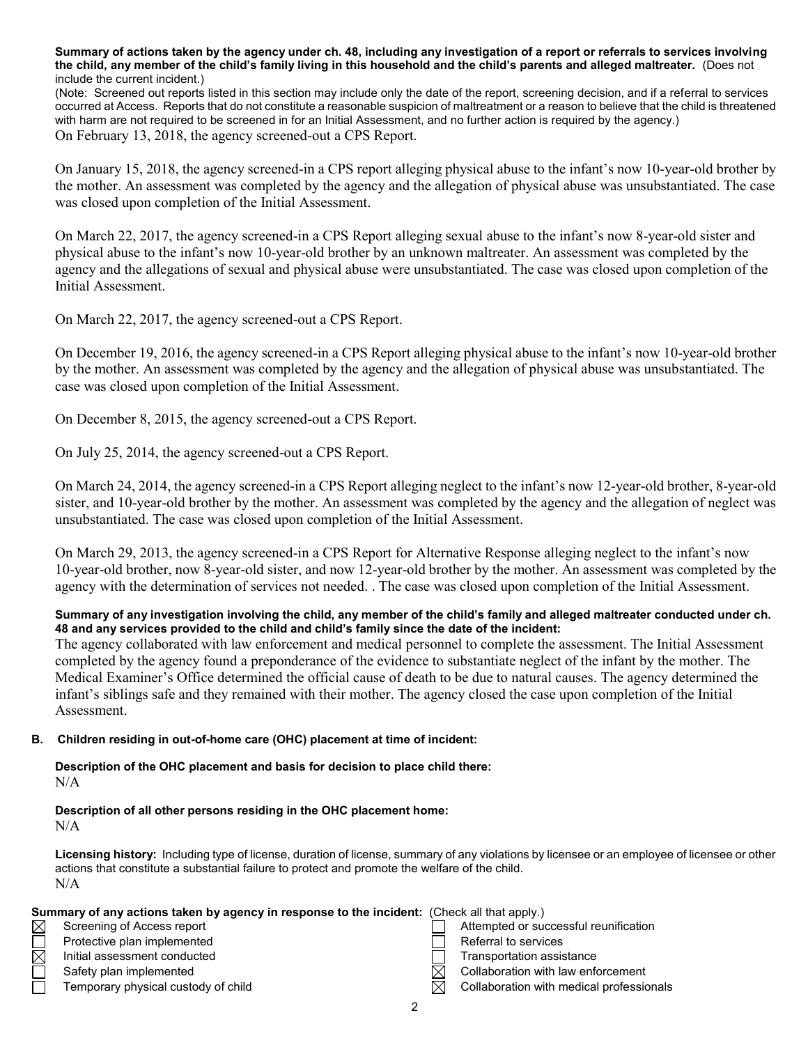**Summary of actions taken by the agency under ch. 48, including any investigation of a report or referrals to services involving the child, any member of the child's family living in this household and the child's parents and alleged maltreater.** (Does not include the current incident.)

(Note: Screened out reports listed in this section may include only the date of the report, screening decision, and if a referral to services occurred at Access. Reports that do not constitute a reasonable suspicion of maltreatment or a reason to believe that the child is threatened with harm are not required to be screened in for an Initial Assessment, and no further action is required by the agency.)

On February 13, 2018, the agency screened-out a CPS Report.

On January 15, 2018, the agency screened-in a CPS report alleging physical abuse to the infant's now 10-year-old brother by the mother. An assessment was completed by the agency and the allegation of physical abuse was unsubstantiated. The case was closed upon completion of the Initial Assessment.

On March 22, 2017, the agency screened-in a CPS Report alleging sexual abuse to the infant's now 8-year-old sister and physical abuse to the infant's now 10-year-old brother by an unknown maltreater. An assessment was completed by the agency and the allegations of sexual and physical abuse were unsubstantiated. The case was closed upon completion of the Initial Assessment.

On March 22, 2017, the agency screened-out a CPS Report.

On December 19, 2016, the agency screened-in a CPS Report alleging physical abuse to the infant's now 10-year-old brother by the mother. An assessment was completed by the agency and the allegation of physical abuse was unsubstantiated. The case was closed upon completion of the Initial Assessment.

On December 8, 2015, the agency screened-out a CPS Report.

On July 25, 2014, the agency screened-out a CPS Report.

On March 24, 2014, the agency screened-in a CPS Report alleging neglect to the infant's now 12-year-old brother, 8-year-old sister, and 10-year-old brother by the mother. An assessment was completed by the agency and the allegation of neglect was unsubstantiated. The case was closed upon completion of the Initial Assessment.

On March 29, 2013, the agency screened-in a CPS Report for Alternative Response alleging neglect to the infant's now 10-year-old brother, now 8-year-old sister, and now 12-year-old brother by the mother. An assessment was completed by the agency with the determination of services not needed. . The case was closed upon completion of the Initial Assessment.

**Summary of any investigation involving the child, any member of the child's family and alleged maltreater conducted under ch. 48 and any services provided to the child and child's family since the date of the incident:**

The agency collaborated with law enforcement and medical personnel to complete the assessment. The Initial Assessment completed by the agency found a preponderance of the evidence to substantiate neglect of the infant by the mother. The Medical Examiner's Office determined the official cause of death to be due to natural causes. The agency determined the infant's siblings safe and they remained with their mother. The agency closed the case upon completion of the Initial Assessment.

**B. Children residing in out-of-home care (OHC) placement at time of incident:**

**Description of the OHC placement and basis for decision to place child there:**

N/A

**Description of all other persons residing in the OHC placement home:**

N/A

**Licensing history:** Including type of license, duration of license, summary of any violations by licensee or an employee of licensee or other actions that constitute a substantial failure to protect and promote the welfare of the child.

N/A

**Summary of any actions taken by agency in response to the incident:** (Check all that apply.)

- [x] Screening of Access report
- [ ] Protective plan implemented
- [x] Initial assessment conducted
- [ ] Safety plan implemented
- [ ] Temporary physical custody of child
- [ ] Attempted or successful reunification
- [ ] Referral to services
- [ ] Transportation assistance
- [x] Collaboration with law enforcement
- [x] Collaboration with medical professionals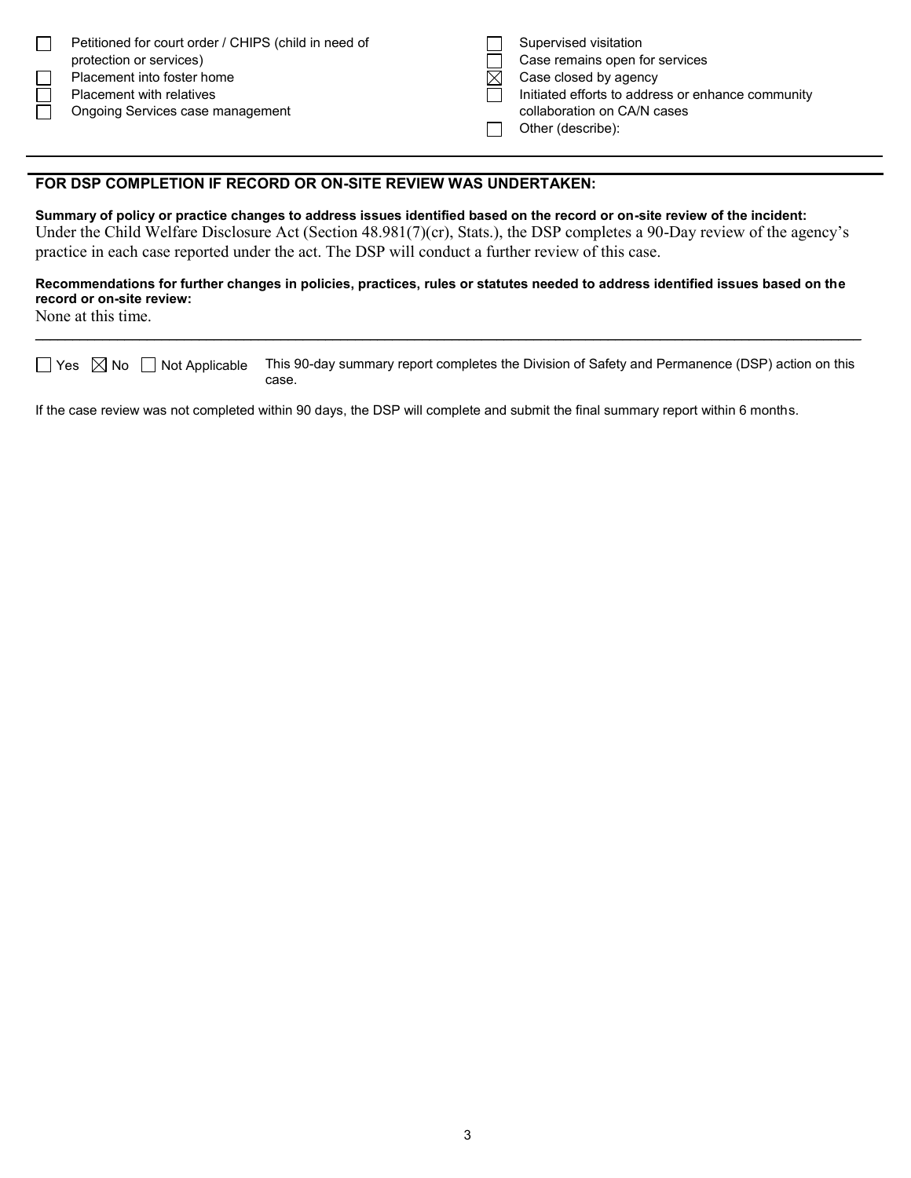- [ ] Petitioned for court order / CHIPS (child in need of protection or services)
- [ ] Placement into foster home
- [ ] Placement with relatives
- [ ] Ongoing Services case management
- [ ] Supervised visitation
- [ ] Case remains open for services
- [x] Case closed by agency
- [ ] Initiated efforts to address or enhance community collaboration on CA/N cases
- [ ] Other (describe):

---

## FOR DSP COMPLETION IF RECORD OR ON-SITE REVIEW WAS UNDERTAKEN:

**Summary of policy or practice changes to address issues identified based on the record or on-site review of the incident:**

Under the Child Welfare Disclosure Act (Section 48.981(7)(cr), Stats.), the DSP completes a 90-Day review of the agency's practice in each case reported under the act. The DSP will conduct a further review of this case.

**Recommendations for further changes in policies, practices, rules or statutes needed to address identified issues based on the record or on-site review:**

None at this time.

---

☐ Yes ☒ No ☐ Not Applicable — This 90-day summary report completes the Division of Safety and Permanence (DSP) action on this case.

If the case review was not completed within 90 days, the DSP will complete and submit the final summary report within 6 months.